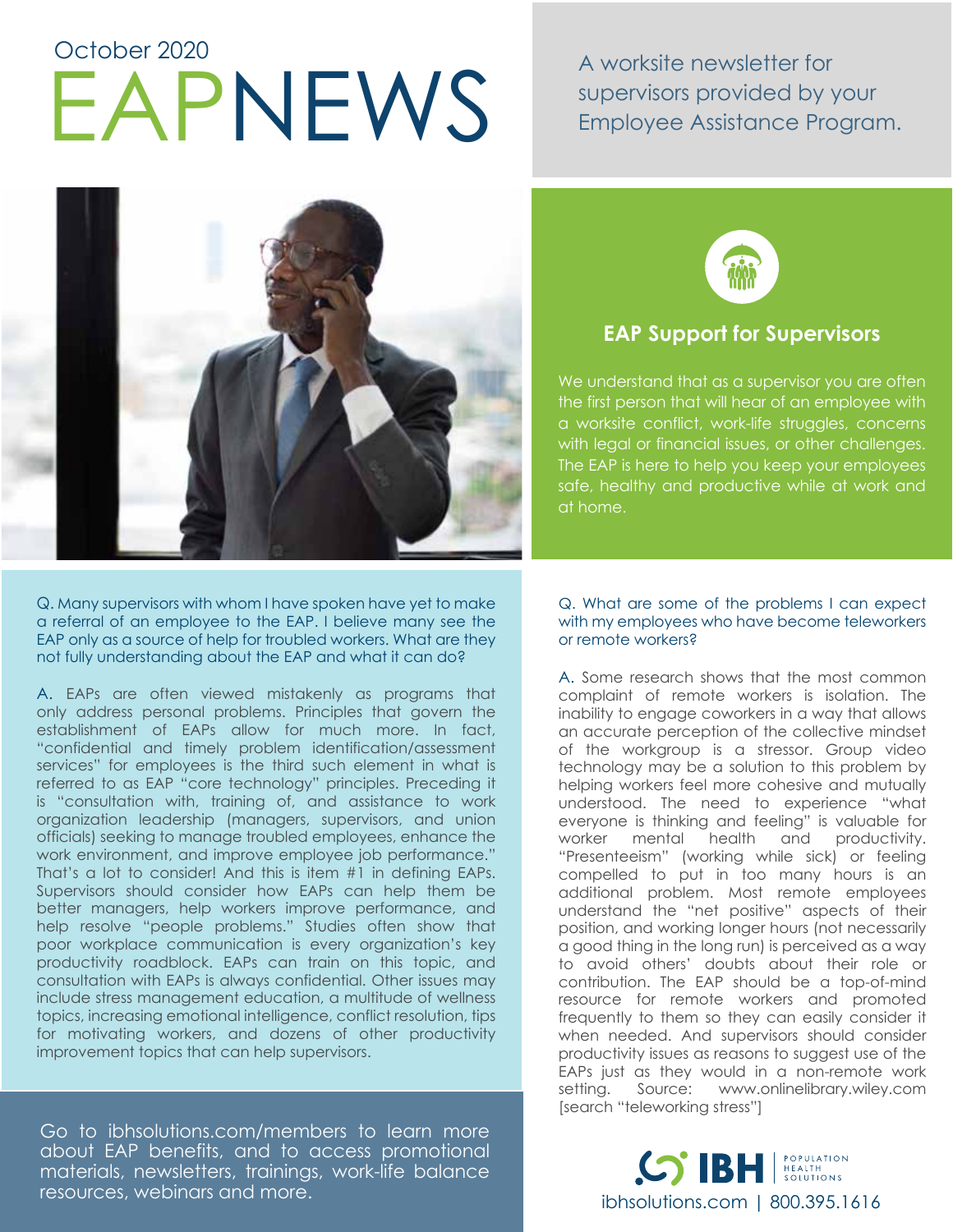October 2020

# EAPNEWS

A worksite newsletter for supervisors provided by your Employee Assistance Program.

## EAP Support for Supervisors

We understand that as a supervisor you are often the first person that will hear of an employee with a worksite conflict, work-life struggles, concerns with legal or financial issues, or other challenges. The EAP is here to help you keep your employees safe, healthy and productive while at work and at home.

Q. Many supervisors with whom I have spoken have yet to make a referral of an employee to the EAP. I believe many see the EAP only as a source of help for troubled workers. What are they not fully understanding about the EAP and what it can do?

A. EAPs are often viewed mistakenly as programs that only address personal problems. Principles that govern the establishment of EAPs allow for much more. In fact, "confidential and timely problem identification/assessment services" for employees is the third such element in what is referred to as EAP "core technology" principles. Preceding it is "consultation with, training of, and assistance to work organization leadership (managers, supervisors, and union officials) seeking to manage troubled employees, enhance the work environment, and improve employee job performance." That's a lot to consider! And this is item #1 in defining EAPs. Supervisors should consider how EAPs can help them be better managers, help workers improve performance, and help resolve "people problems." Studies often show that poor workplace communication is every organization's key productivity roadblock. EAPs can train on this topic, and consultation with EAPs is always confidential. Other issues may include stress management education, a multitude of wellness topics, increasing emotional intelligence, conflict resolution, tips for motivating workers, and dozens of other productivity improvement topics that can help supervisors.

Q. What are some of the problems I can expect with my employees who have become teleworkers or remote workers?

A. Some research shows that the most common complaint of remote workers is isolation. The inability to engage coworkers in a way that allows an accurate perception of the collective mindset of the workgroup is a stressor. Group video technology may be a solution to this problem by helping workers feel more cohesive and mutually understood. The need to experience "what everyone is thinking and feeling" is valuable for worker mental health and productivity. "Presenteeism" (working while sick) or feeling compelled to put in too many hours is an additional problem. Most remote employees understand the "net positive" aspects of their position, and working longer hours (not necessarily a good thing in the long run) is perceived as a way to avoid others' doubts about their role or contribution. The EAP should be a top-of-mind resource for remote workers and promoted frequently to them so they can easily consider it when needed. And supervisors should consider productivity issues as reasons to suggest use of the EAPs just as they would in a non-remote work setting. Source: www.onlinelibrary.wiley.com [search "teleworking stress"]

Go to ibhsolutions.com/members to learn more about EAP benefits, and to access promotional materials, newsletters, trainings, work-life balance resources, webinars and more.

IBH Population Health Solutions

ibhsolutions.com | 800.395.1616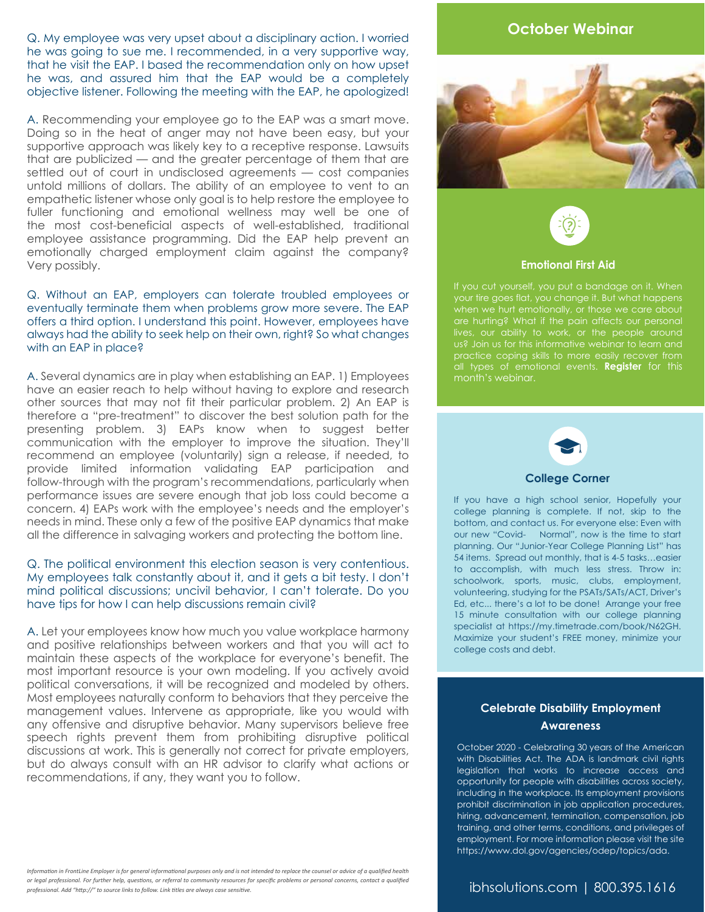Q. My employee was very upset about a disciplinary action. I worried he was going to sue me. I recommended, in a very supportive way, that he visit the EAP. I based the recommendation only on how upset he was, and assured him that the EAP would be a completely objective listener. Following the meeting with the EAP, he apologized!

A. Recommending your employee go to the EAP was a smart move. Doing so in the heat of anger may not have been easy, but your supportive approach was likely key to a receptive response. Lawsuits that are publicized — and the greater percentage of them that are settled out of court in undisclosed agreements — cost companies untold millions of dollars. The ability of an employee to vent to an empathetic listener whose only goal is to help restore the employee to fuller functioning and emotional wellness may well be one of the most cost-beneficial aspects of well-established, traditional employee assistance programming. Did the EAP help prevent an emotionally charged employment claim against the company? Very possibly.

Q. Without an EAP, employers can tolerate troubled employees or eventually terminate them when problems grow more severe. The EAP offers a third option. I understand this point. However, employees have always had the ability to seek help on their own, right? So what changes with an EAP in place?

A. Several dynamics are in play when establishing an EAP. 1) Employees have an easier reach to help without having to explore and research other sources that may not fit their particular problem. 2) An EAP is therefore a "pre-treatment" to discover the best solution path for the presenting problem. 3) EAPs know when to suggest better communication with the employer to improve the situation. They'll recommend an employee (voluntarily) sign a release, if needed, to provide limited information validating EAP participation and follow-through with the program's recommendations, particularly when performance issues are severe enough that job loss could become a concern. 4) EAPs work with the employee's needs and the employer's needs in mind. These only a few of the positive EAP dynamics that make all the difference in salvaging workers and protecting the bottom line.

Q. The political environment this election season is very contentious. My employees talk constantly about it, and it gets a bit testy. I don't mind political discussions; uncivil behavior, I can't tolerate. Do you have tips for how I can help discussions remain civil?

A. Let your employees know how much you value workplace harmony and positive relationships between workers and that you will act to maintain these aspects of the workplace for everyone's benefit. The most important resource is your own modeling. If you actively avoid political conversations, it will be recognized and modeled by others. Most employees naturally conform to behaviors that they perceive the management values. Intervene as appropriate, like you would with any offensive and disruptive behavior. Many supervisors believe free speech rights prevent them from prohibiting disruptive political discussions at work. This is generally not correct for private employers, but do always consult with an HR advisor to clarify what actions or recommendations, if any, they want you to follow.

*Information in FrontLine Employer is for general informational purposes only and is not intended to replace the counsel or advice of a qualified health or legal professional. For further help, questions, or referral to community resources for specific problems or personal concerns, contact a qualified professional. Add "http://" to source links to follow. Link titles are always case sensitive.*

## October Webinar

### Emotional First Aid

If you cut yourself, you put a bandage on it. When your tire goes flat, you change it. But what happens when we hurt emotionally, or those we care about are hurting? What if the pain affects our personal lives, our ability to work, or the people around us? Join us for this informative webinar to learn and practice coping skills to more easily recover from all types of emotional events. **Register** for this month's webinar.

### College Corner

If you have a high school senior, Hopefully your college planning is complete. If not, skip to the bottom, and contact us. For everyone else: Even with our new "Covid- Normal", now is the time to start planning. Our "Junior-Year College Planning List" has 54 items. Spread out monthly, that is 4-5 tasks…easier to accomplish, with much less stress. Throw in: schoolwork, sports, music, clubs, employment, volunteering, studying for the PSATs/SATs/ACT, Driver's Ed, etc... there's a lot to be done! Arrange your free 15 minute consultation with our college planning specialist at https://my.timetrade.com/book/N62GH. Maximize your student's FREE money, minimize your college costs and debt.

### Celebrate Disability Employment Awareness

October 2020 - Celebrating 30 years of the American with Disabilities Act. The ADA is landmark civil rights legislation that works to increase access and opportunity for people with disabilities across society, including in the workplace. Its employment provisions prohibit discrimination in job application procedures, hiring, advancement, termination, compensation, job training, and other terms, conditions, and privileges of employment. For more information please visit the site https://www.dol.gov/agencies/odep/topics/ada.

ibhsolutions.com | 800.395.1616